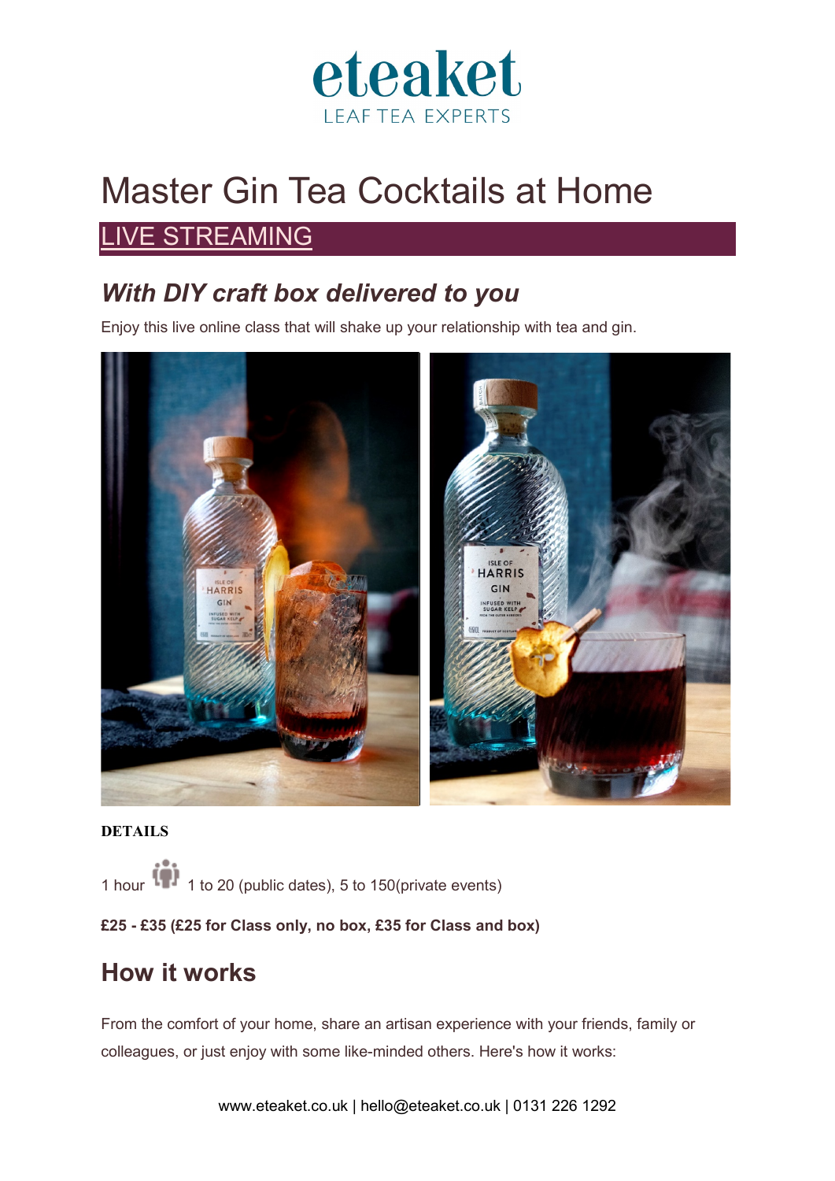eteaket

LEAF TEA EXPERTS

# Master Gin Tea Cocktails at Home

## LIVE STREAMING

### *With DIY craft box delivered to you*

Enjoy this live online class that will shake up your relationship with tea and gin.

**DETAILS**

1 hour 1 to 20 (public dates), 5 to 150(private events)

**£25 - £35 (£25 for Class only, no box, £35 for Class and box)**

## How it works

From the comfort of your home, share an artisan experience with your friends, family or colleagues, or just enjoy with some like-minded others. Here's how it works:

www.eteaket.co.uk | hello@eteaket.co.uk | 0131 226 1292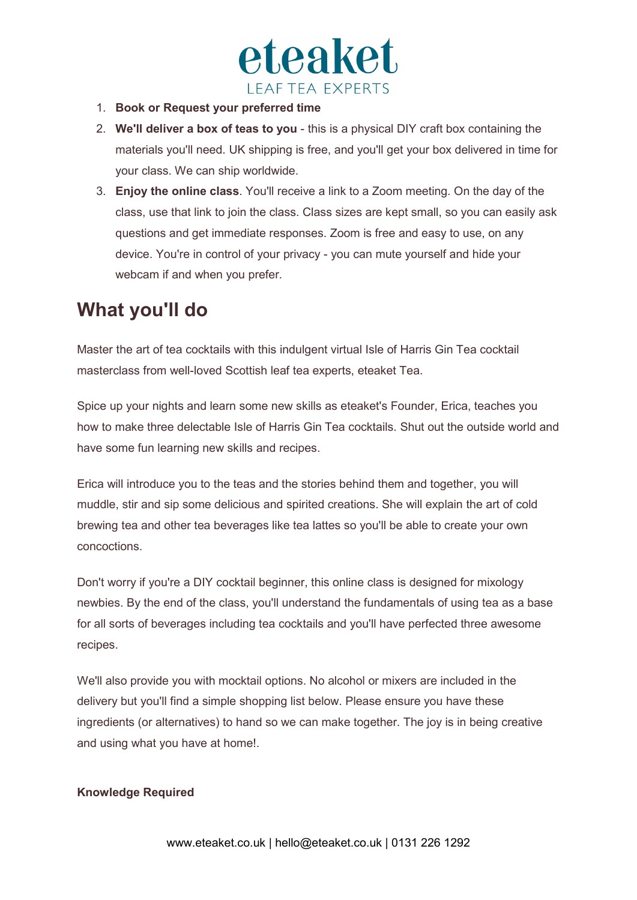1. **Book or Request your preferred time**
2. **We'll deliver a box of teas to you** - this is a physical DIY craft box containing the materials you'll need. UK shipping is free, and you'll get your box delivered in time for your class. We can ship worldwide.
3. **Enjoy the online class**. You'll receive a link to a Zoom meeting. On the day of the class, use that link to join the class. Class sizes are kept small, so you can easily ask questions and get immediate responses. Zoom is free and easy to use, on any device. You're in control of your privacy - you can mute yourself and hide your webcam if and when you prefer.

## What you'll do

Master the art of tea cocktails with this indulgent virtual Isle of Harris Gin Tea cocktail masterclass from well-loved Scottish leaf tea experts, eteaket Tea.

Spice up your nights and learn some new skills as eteaket's Founder, Erica, teaches you how to make three delectable Isle of Harris Gin Tea cocktails. Shut out the outside world and have some fun learning new skills and recipes.

Erica will introduce you to the teas and the stories behind them and together, you will muddle, stir and sip some delicious and spirited creations. She will explain the art of cold brewing tea and other tea beverages like tea lattes so you'll be able to create your own concoctions.

Don't worry if you're a DIY cocktail beginner, this online class is designed for mixology newbies. By the end of the class, you'll understand the fundamentals of using tea as a base for all sorts of beverages including tea cocktails and you'll have perfected three awesome recipes.

We'll also provide you with mocktail options. No alcohol or mixers are included in the delivery but you'll find a simple shopping list below. Please ensure you have these ingredients (or alternatives) to hand so we can make together. The joy is in being creative and using what you have at home!.

**Knowledge Required**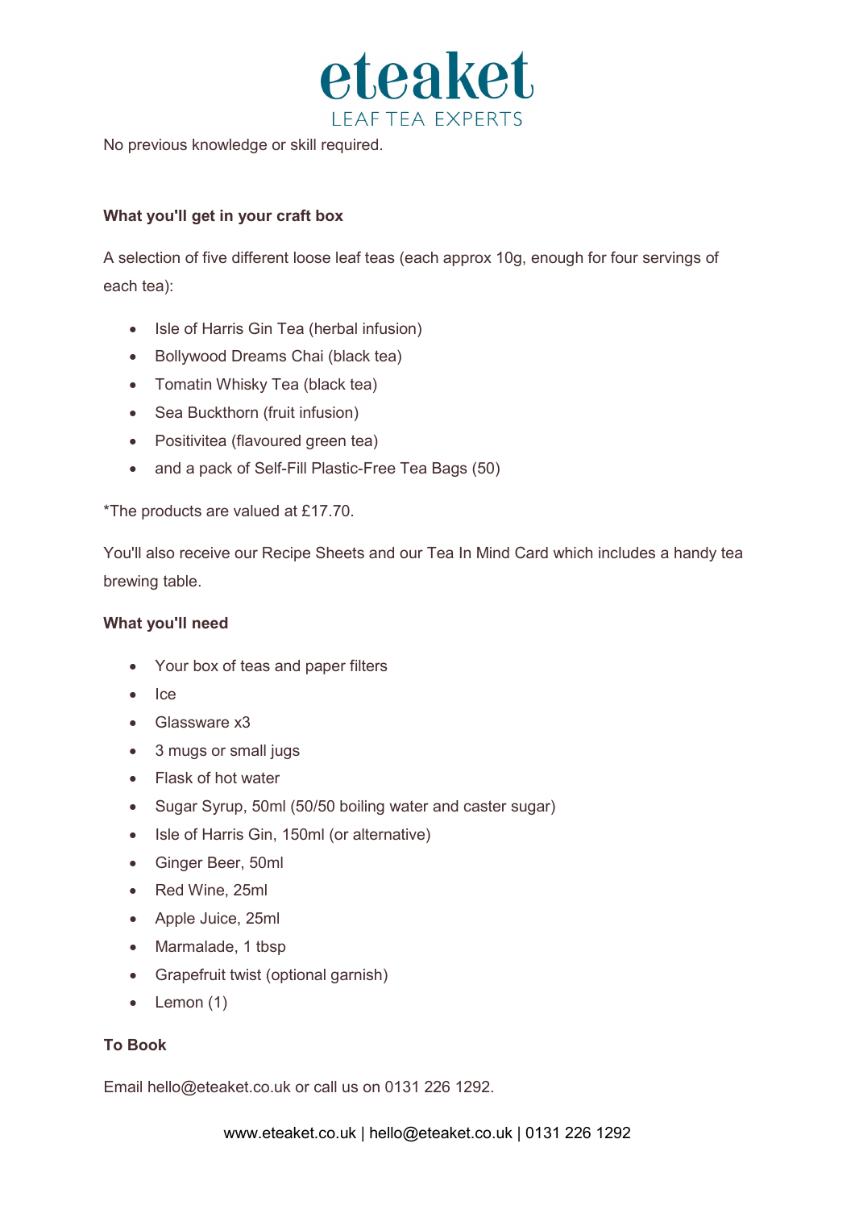No previous knowledge or skill required.

**What you'll get in your craft box**

A selection of five different loose leaf teas (each approx 10g, enough for four servings of each tea):

- Isle of Harris Gin Tea (herbal infusion)
- Bollywood Dreams Chai (black tea)
- Tomatin Whisky Tea (black tea)
- Sea Buckthorn (fruit infusion)
- Positivitea (flavoured green tea)
- and a pack of Self-Fill Plastic-Free Tea Bags (50)

*The products are valued at £17.70.

You'll also receive our Recipe Sheets and our Tea In Mind Card which includes a handy tea brewing table.

**What you'll need**

- Your box of teas and paper filters
- Ice
- Glassware x3
- 3 mugs or small jugs
- Flask of hot water
- Sugar Syrup, 50ml (50/50 boiling water and caster sugar)
- Isle of Harris Gin, 150ml (or alternative)
- Ginger Beer, 50ml
- Red Wine, 25ml
- Apple Juice, 25ml
- Marmalade, 1 tbsp
- Grapefruit twist (optional garnish)
- Lemon (1)

**To Book**

Email hello@eteaket.co.uk or call us on 0131 226 1292.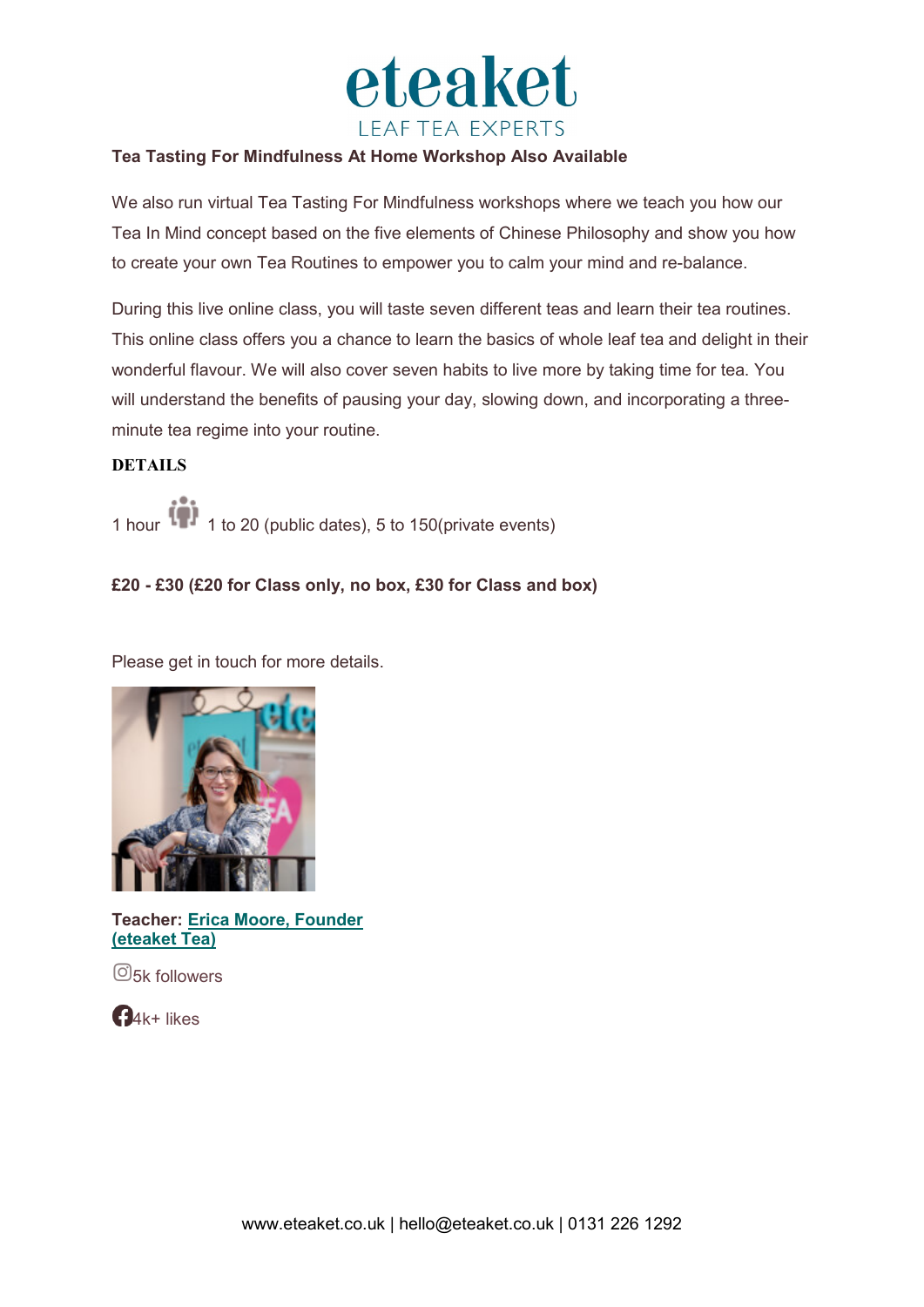**Tea Tasting For Mindfulness At Home Workshop Also Available**

We also run virtual Tea Tasting For Mindfulness workshops where we teach you how our Tea In Mind concept based on the five elements of Chinese Philosophy and show you how to create your own Tea Routines to empower you to calm your mind and re-balance.

During this live online class, you will taste seven different teas and learn their tea routines. This online class offers you a chance to learn the basics of whole leaf tea and delight in their wonderful flavour. We will also cover seven habits to live more by taking time for tea. You will understand the benefits of pausing your day, slowing down, and incorporating a three-minute tea regime into your routine.

**DETAILS**

1 hour 1 to 20 (public dates), 5 to 150(private events)

**£20 - £30 (£20 for Class only, no box, £30 for Class and box)**

Please get in touch for more details.

**Teacher: Erica Moore, Founder (eteaket Tea)**

5k followers

4k+ likes